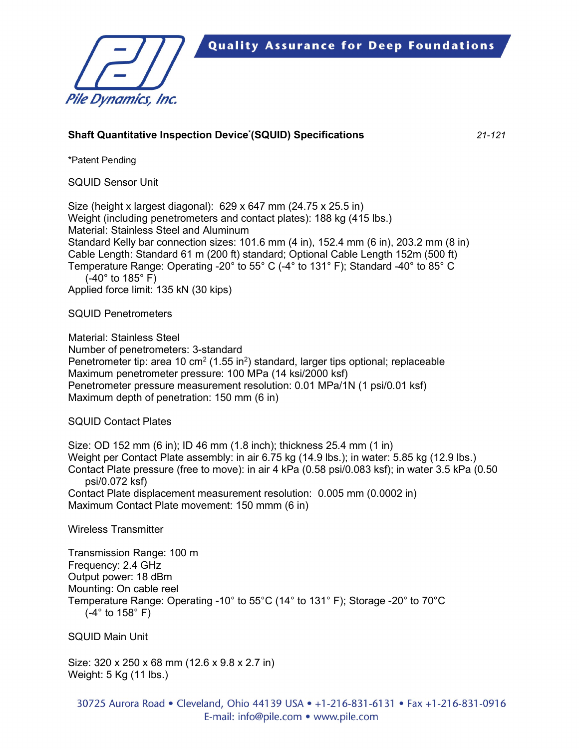Pile Dynamics, Inc.

Quality Assurance for Deep Foundations

**Shaft Quantitative Inspection Device*(SQUID) Specifications** *21-121*

*Patent Pending

SQUID Sensor Unit

Size (height x largest diagonal): 629 x 647 mm (24.75 x 25.5 in)
Weight (including penetrometers and contact plates): 188 kg (415 lbs.)
Material: Stainless Steel and Aluminum
Standard Kelly bar connection sizes: 101.6 mm (4 in), 152.4 mm (6 in), 203.2 mm (8 in)
Cable Length: Standard 61 m (200 ft) standard; Optional Cable Length 152m (500 ft)
Temperature Range: Operating -20° to 55° C (-4° to 131° F); Standard -40° to 85° C (-40° to 185° F)
Applied force limit: 135 kN (30 kips)

SQUID Penetrometers

Material: Stainless Steel
Number of penetrometers: 3-standard
Penetrometer tip: area 10 $cm^2$ (1.55 $in^2$) standard, larger tips optional; replaceable
Maximum penetrometer pressure: 100 MPa (14 ksi/2000 ksf)
Penetrometer pressure measurement resolution: 0.01 MPa/1N (1 psi/0.01 ksf)
Maximum depth of penetration: 150 mm (6 in)

SQUID Contact Plates

Size: OD 152 mm (6 in); ID 46 mm (1.8 inch); thickness 25.4 mm (1 in)
Weight per Contact Plate assembly: in air 6.75 kg (14.9 lbs.); in water: 5.85 kg (12.9 lbs.)
Contact Plate pressure (free to move): in air 4 kPa (0.58 psi/0.083 ksf); in water 3.5 kPa (0.50 psi/0.072 ksf)
Contact Plate displacement measurement resolution: 0.005 mm (0.0002 in)
Maximum Contact Plate movement: 150 mmm (6 in)

Wireless Transmitter

Transmission Range: 100 m
Frequency: 2.4 GHz
Output power: 18 dBm
Mounting: On cable reel
Temperature Range: Operating -10° to 55°C (14° to 131° F); Storage -20° to 70°C (-4° to 158° F)

SQUID Main Unit

Size: 320 x 250 x 68 mm (12.6 x 9.8 x 2.7 in)
Weight: 5 Kg (11 lbs.)

30725 Aurora Road • Cleveland, Ohio 44139 USA • +1-216-831-6131 • Fax +1-216-831-0916
E-mail: info@pile.com • www.pile.com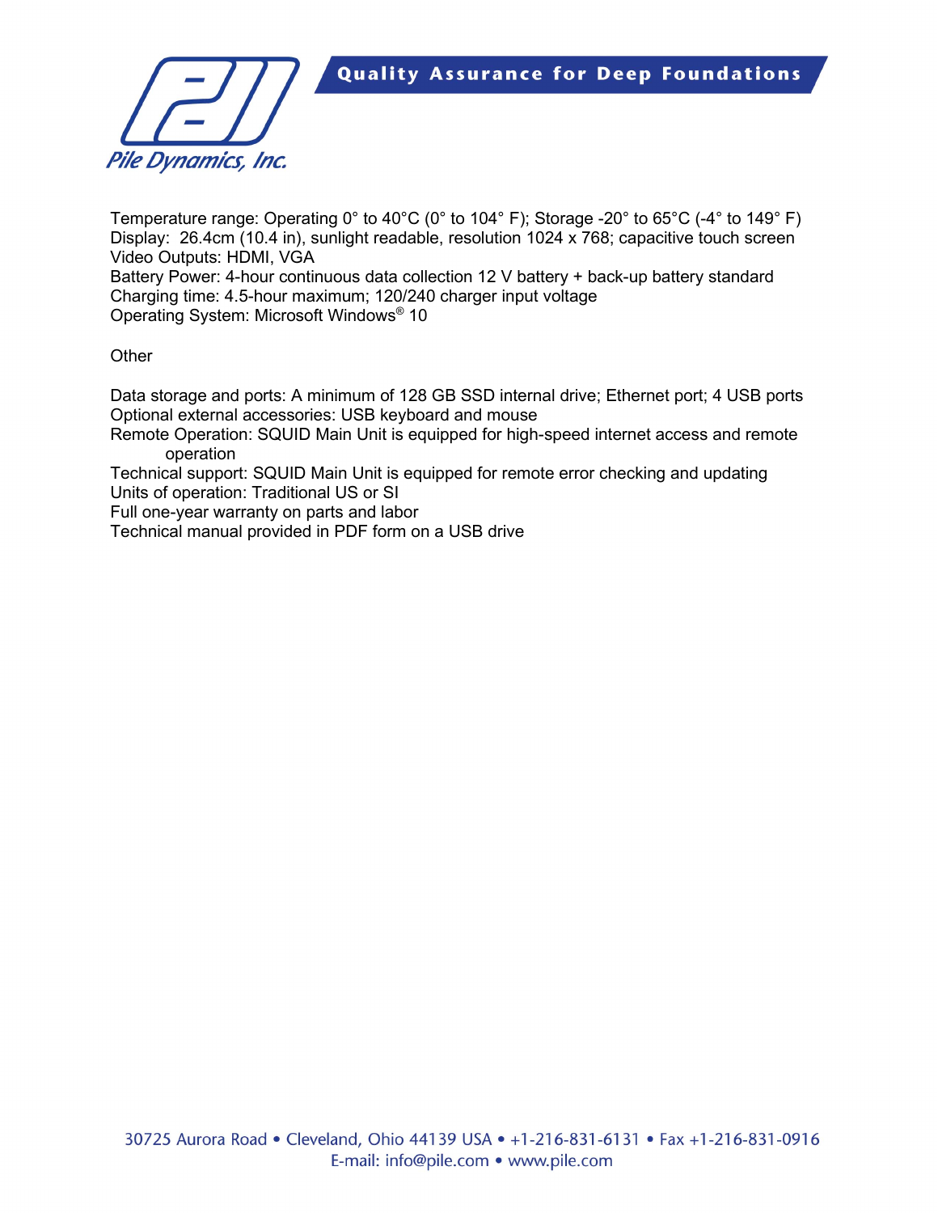Temperature range: Operating 0° to 40°C (0° to 104° F); Storage -20° to 65°C (-4° to 149° F)
Display: 26.4cm (10.4 in), sunlight readable, resolution 1024 x 768; capacitive touch screen
Video Outputs: HDMI, VGA
Battery Power: 4-hour continuous data collection 12 V battery + back-up battery standard
Charging time: 4.5-hour maximum; 120/240 charger input voltage
Operating System: Microsoft Windows® 10

Other

Data storage and ports: A minimum of 128 GB SSD internal drive; Ethernet port; 4 USB ports
Optional external accessories: USB keyboard and mouse
Remote Operation: SQUID Main Unit is equipped for high-speed internet access and remote operation
Technical support: SQUID Main Unit is equipped for remote error checking and updating
Units of operation: Traditional US or SI
Full one-year warranty on parts and labor
Technical manual provided in PDF form on a USB drive